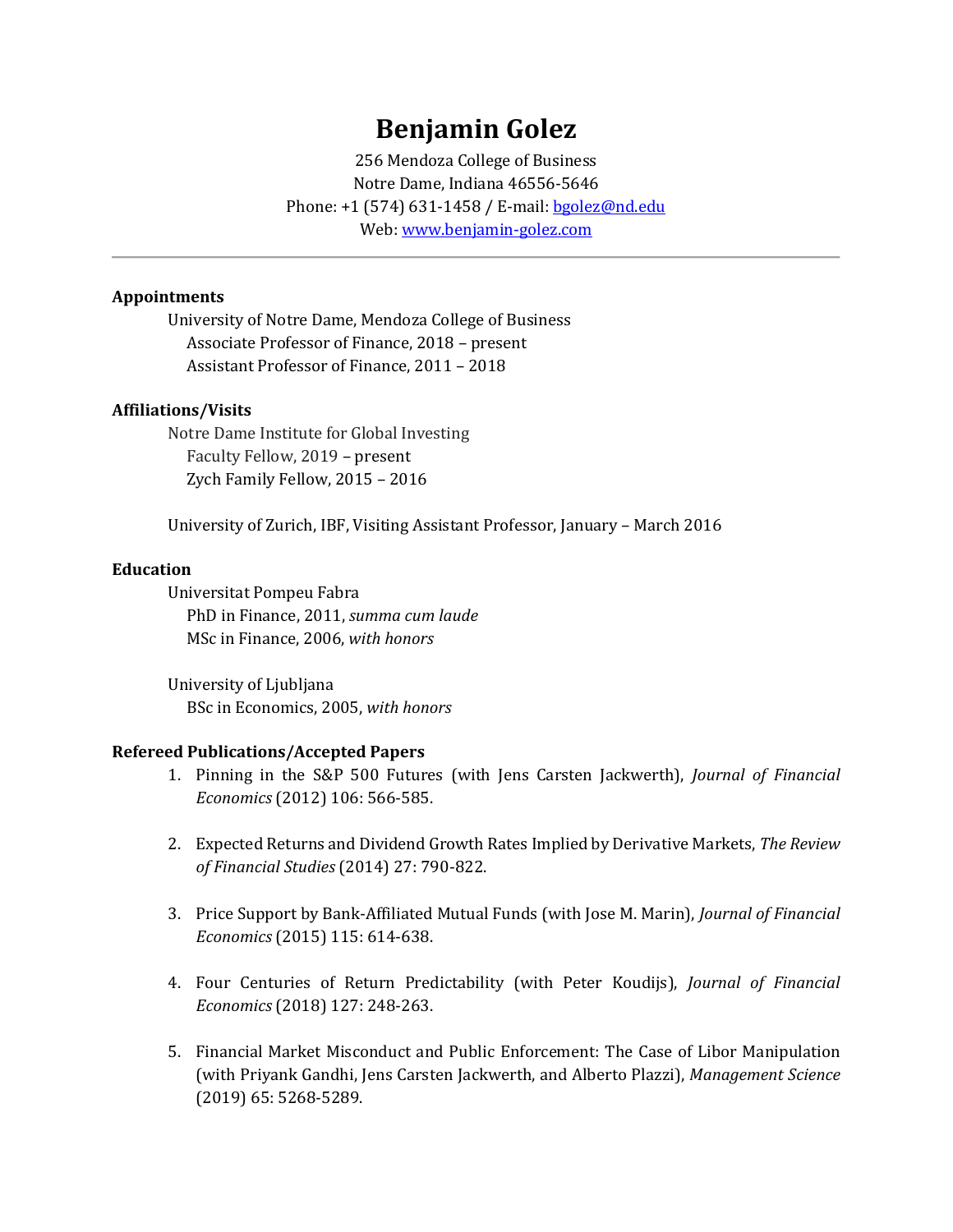# Benjamin Golez

256 Mendoza College of Business
Notre Dame, Indiana 46556-5646
Phone: +1 (574) 631-1458 / E-mail: [bgolez@nd.edu](mailto:bgolez@nd.edu)
Web: [www.benjamin-golez.com](http://www.benjamin-golez.com)

---

## Appointments

University of Notre Dame, Mendoza College of Business
- Associate Professor of Finance, 2018 – present
- Assistant Professor of Finance, 2011 – 2018

## Affiliations/Visits

Notre Dame Institute for Global Investing
- Faculty Fellow, 2019 – present
- Zych Family Fellow, 2015 – 2016

University of Zurich, IBF, Visiting Assistant Professor, January – March 2016

## Education

Universitat Pompeu Fabra
- PhD in Finance, 2011, *summa cum laude*
- MSc in Finance, 2006, *with honors*

University of Ljubljana
- BSc in Economics, 2005, *with honors*

## Refereed Publications/Accepted Papers

1. Pinning in the S&P 500 Futures (with Jens Carsten Jackwerth), *Journal of Financial Economics* (2012) 106: 566-585.

2. Expected Returns and Dividend Growth Rates Implied by Derivative Markets, *The Review of Financial Studies* (2014) 27: 790-822.

3. Price Support by Bank-Affiliated Mutual Funds (with Jose M. Marin), *Journal of Financial Economics* (2015) 115: 614-638.

4. Four Centuries of Return Predictability (with Peter Koudijs), *Journal of Financial Economics* (2018) 127: 248-263.

5. Financial Market Misconduct and Public Enforcement: The Case of Libor Manipulation (with Priyank Gandhi, Jens Carsten Jackwerth, and Alberto Plazzi), *Management Science* (2019) 65: 5268-5289.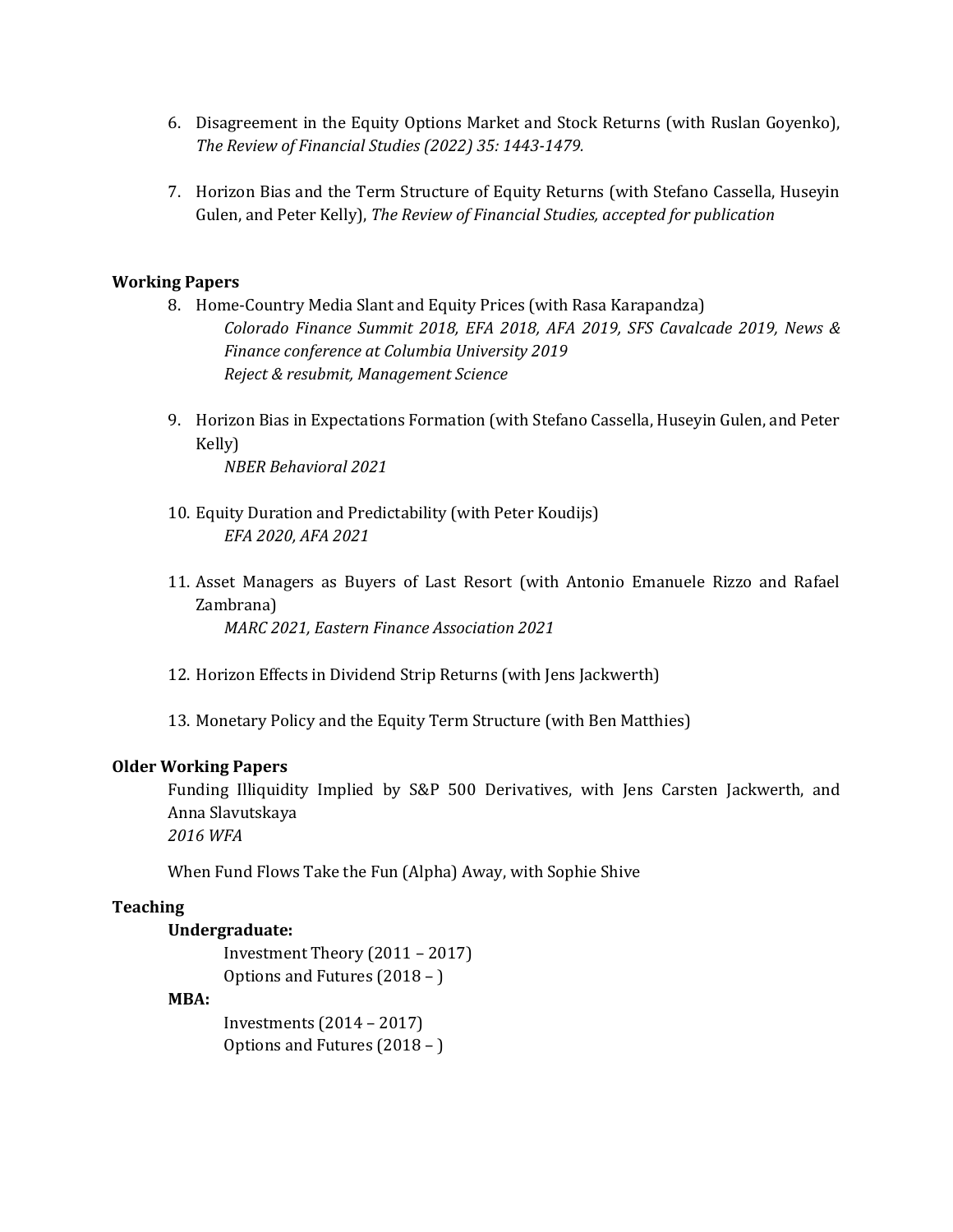6. Disagreement in the Equity Options Market and Stock Returns (with Ruslan Goyenko), *The Review of Financial Studies (2022) 35: 1443-1479.*

7. Horizon Bias and the Term Structure of Equity Returns (with Stefano Cassella, Huseyin Gulen, and Peter Kelly), *The Review of Financial Studies, accepted for publication*

**Working Papers**

8. Home-Country Media Slant and Equity Prices (with Rasa Karapandza)
   *Colorado Finance Summit 2018, EFA 2018, AFA 2019, SFS Cavalcade 2019, News & Finance conference at Columbia University 2019*
   *Reject & resubmit, Management Science*

9. Horizon Bias in Expectations Formation (with Stefano Cassella, Huseyin Gulen, and Peter Kelly)
   *NBER Behavioral 2021*

10. Equity Duration and Predictability (with Peter Koudijs)
    *EFA 2020, AFA 2021*

11. Asset Managers as Buyers of Last Resort (with Antonio Emanuele Rizzo and Rafael Zambrana)
    *MARC 2021, Eastern Finance Association 2021*

12. Horizon Effects in Dividend Strip Returns (with Jens Jackwerth)

13. Monetary Policy and the Equity Term Structure (with Ben Matthies)

**Older Working Papers**

Funding Illiquidity Implied by S&P 500 Derivatives, with Jens Carsten Jackwerth, and Anna Slavutskaya
*2016 WFA*

When Fund Flows Take the Fun (Alpha) Away, with Sophie Shive

**Teaching**

**Undergraduate:**

Investment Theory (2011 – 2017)
Options and Futures (2018 – )

**MBA:**

Investments (2014 – 2017)
Options and Futures (2018 – )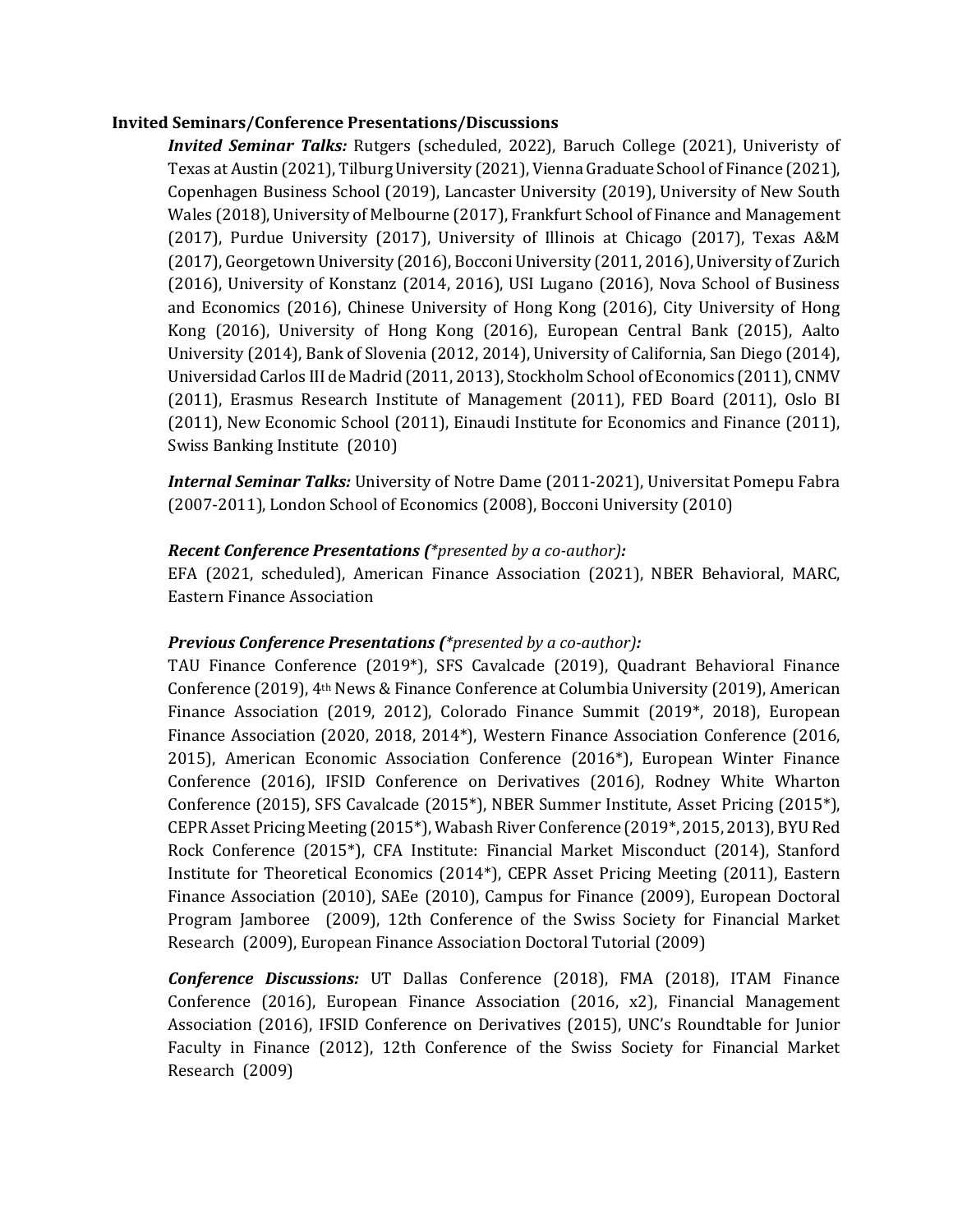**Invited Seminars/Conference Presentations/Discussions**

***Invited Seminar Talks:*** Rutgers (scheduled, 2022), Baruch College (2021), Univeristy of Texas at Austin (2021), Tilburg University (2021), Vienna Graduate School of Finance (2021), Copenhagen Business School (2019), Lancaster University (2019), University of New South Wales (2018), University of Melbourne (2017), Frankfurt School of Finance and Management (2017), Purdue University (2017), University of Illinois at Chicago (2017), Texas A&M (2017), Georgetown University (2016), Bocconi University (2011, 2016), University of Zurich (2016), University of Konstanz (2014, 2016), USI Lugano (2016), Nova School of Business and Economics (2016), Chinese University of Hong Kong (2016), City University of Hong Kong (2016), University of Hong Kong (2016), European Central Bank (2015), Aalto University (2014), Bank of Slovenia (2012, 2014), University of California, San Diego (2014), Universidad Carlos III de Madrid (2011, 2013), Stockholm School of Economics (2011), CNMV (2011), Erasmus Research Institute of Management (2011), FED Board (2011), Oslo BI (2011), New Economic School (2011), Einaudi Institute for Economics and Finance (2011), Swiss Banking Institute (2010)

***Internal Seminar Talks:*** University of Notre Dame (2011-2021), Universitat Pomepu Fabra (2007-2011), London School of Economics (2008), Bocconi University (2010)

***Recent Conference Presentations (****presented by a co-author)****:***

EFA (2021, scheduled), American Finance Association (2021), NBER Behavioral, MARC, Eastern Finance Association

***Previous Conference Presentations (****presented by a co-author)****:***

TAU Finance Conference (2019*), SFS Cavalcade (2019), Quadrant Behavioral Finance Conference (2019), 4th News & Finance Conference at Columbia University (2019), American Finance Association (2019, 2012), Colorado Finance Summit (2019*, 2018), European Finance Association (2020, 2018, 2014*), Western Finance Association Conference (2016, 2015), American Economic Association Conference (2016*), European Winter Finance Conference (2016), IFSID Conference on Derivatives (2016), Rodney White Wharton Conference (2015), SFS Cavalcade (2015*), NBER Summer Institute, Asset Pricing (2015*), CEPR Asset Pricing Meeting (2015*), Wabash River Conference (2019*, 2015, 2013), BYU Red Rock Conference (2015*), CFA Institute: Financial Market Misconduct (2014), Stanford Institute for Theoretical Economics (2014*), CEPR Asset Pricing Meeting (2011), Eastern Finance Association (2010), SAEe (2010), Campus for Finance (2009), European Doctoral Program Jamboree (2009), 12th Conference of the Swiss Society for Financial Market Research (2009), European Finance Association Doctoral Tutorial (2009)

***Conference Discussions:*** UT Dallas Conference (2018), FMA (2018), ITAM Finance Conference (2016), European Finance Association (2016, x2), Financial Management Association (2016), IFSID Conference on Derivatives (2015), UNC's Roundtable for Junior Faculty in Finance (2012), 12th Conference of the Swiss Society for Financial Market Research (2009)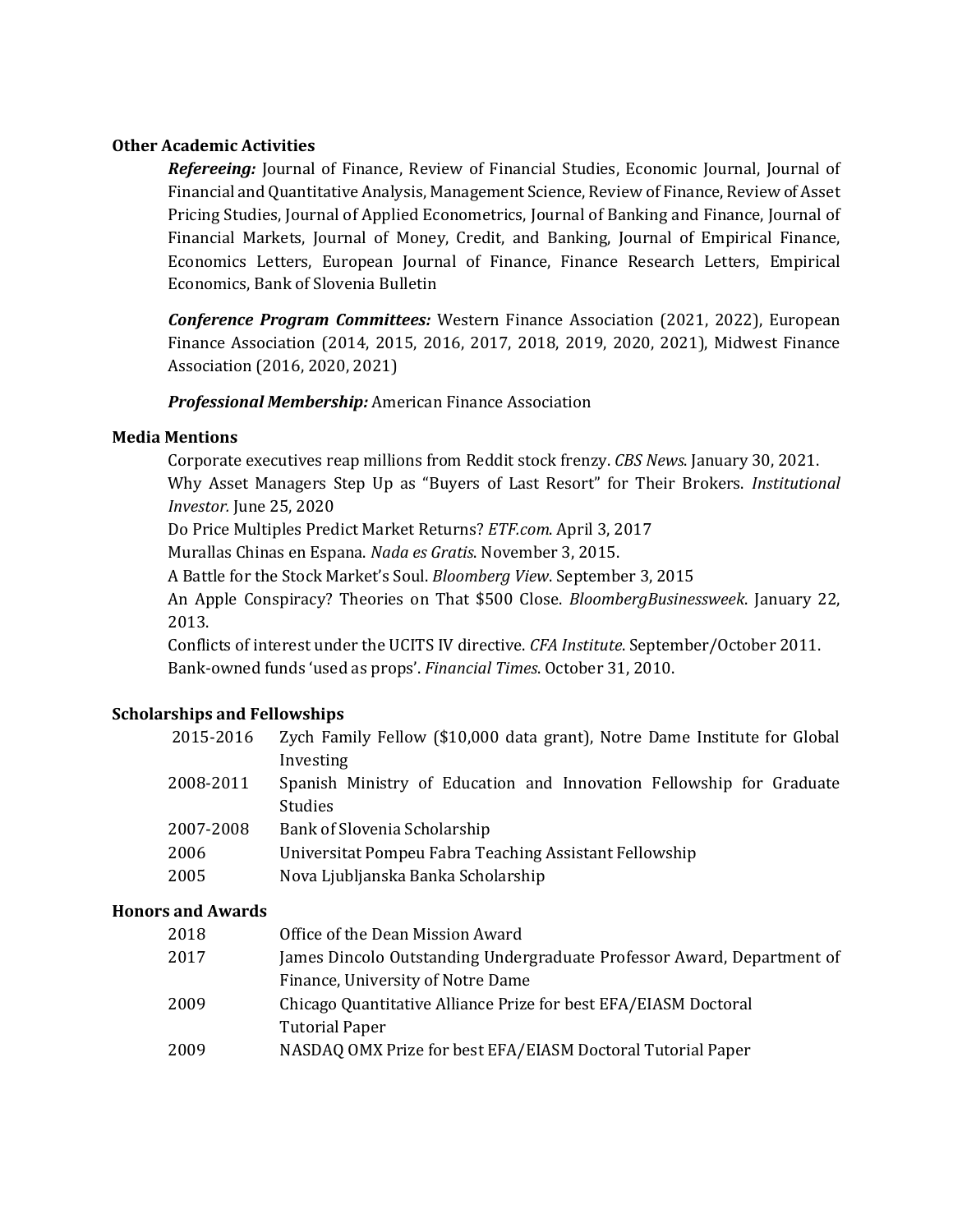### Other Academic Activities

***Refereeing:*** Journal of Finance, Review of Financial Studies, Economic Journal, Journal of Financial and Quantitative Analysis, Management Science, Review of Finance, Review of Asset Pricing Studies, Journal of Applied Econometrics, Journal of Banking and Finance, Journal of Financial Markets, Journal of Money, Credit, and Banking, Journal of Empirical Finance, Economics Letters, European Journal of Finance, Finance Research Letters, Empirical Economics, Bank of Slovenia Bulletin

***Conference Program Committees:*** Western Finance Association (2021, 2022), European Finance Association (2014, 2015, 2016, 2017, 2018, 2019, 2020, 2021), Midwest Finance Association (2016, 2020, 2021)

***Professional Membership:*** American Finance Association

### Media Mentions

Corporate executives reap millions from Reddit stock frenzy. *CBS News*. January 30, 2021.
Why Asset Managers Step Up as "Buyers of Last Resort" for Their Brokers. *Institutional Investor.* June 25, 2020
Do Price Multiples Predict Market Returns? *ETF.com*. April 3, 2017
Murallas Chinas en Espana. *Nada es Gratis*. November 3, 2015.
A Battle for the Stock Market's Soul. *Bloomberg View*. September 3, 2015
An Apple Conspiracy? Theories on That $500 Close. *BloombergBusinessweek*. January 22, 2013.
Conflicts of interest under the UCITS IV directive. *CFA Institute*. September/October 2011.
Bank-owned funds 'used as props'. *Financial Times*. October 31, 2010.

### Scholarships and Fellowships

| | |
|---|---|
| 2015-2016 | Zych Family Fellow ($10,000 data grant), Notre Dame Institute for Global Investing |
| 2008-2011 | Spanish Ministry of Education and Innovation Fellowship for Graduate Studies |
| 2007-2008 | Bank of Slovenia Scholarship |
| 2006 | Universitat Pompeu Fabra Teaching Assistant Fellowship |
| 2005 | Nova Ljubljanska Banka Scholarship |

### Honors and Awards

| | |
|---|---|
| 2018 | Office of the Dean Mission Award |
| 2017 | James Dincolo Outstanding Undergraduate Professor Award, Department of Finance, University of Notre Dame |
| 2009 | Chicago Quantitative Alliance Prize for best EFA/EIASM Doctoral Tutorial Paper |
| 2009 | NASDAQ OMX Prize for best EFA/EIASM Doctoral Tutorial Paper |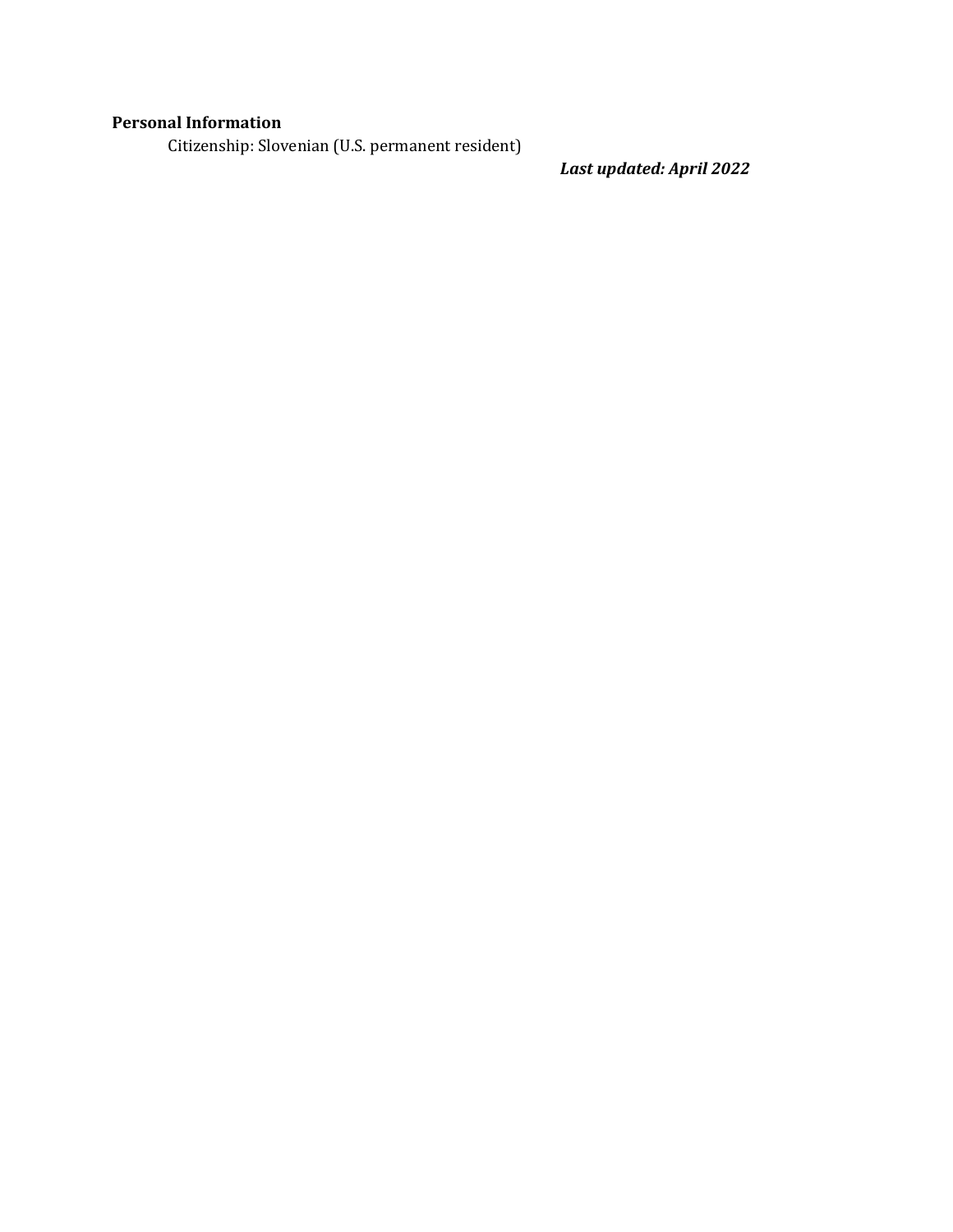**Personal Information**

Citizenship: Slovenian (U.S. permanent resident)

***Last updated: April 2022***